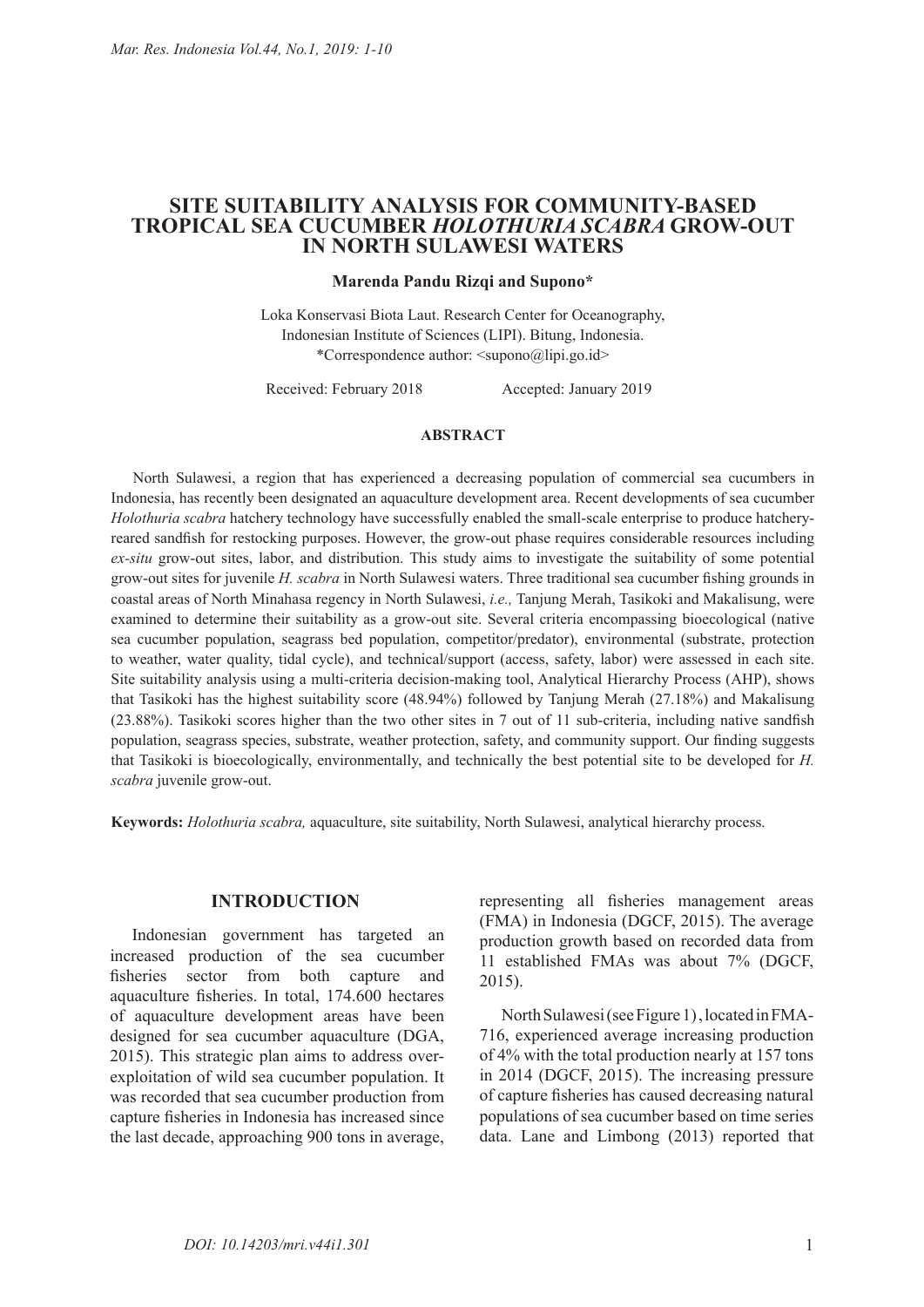# SITE SUITABILITY ANALYSIS FOR COMMUNITY-BASED TROPICAL SEA CUCUMBER *HOLOTHURIA SCABRA* GROW-OUT IN NORTH SULAWESI WATERS

**Marenda Pandu Rizqi and Supono***

Loka Konservasi Biota Laut. Research Center for Oceanography, Indonesian Institute of Sciences (LIPI). Bitung, Indonesia.
*Correspondence author: <supono@lipi.go.id>

Received: February 2018 Accepted: January 2019

## ABSTRACT

North Sulawesi, a region that has experienced a decreasing population of commercial sea cucumbers in Indonesia, has recently been designated an aquaculture development area. Recent developments of sea cucumber *Holothuria scabra* hatchery technology have successfully enabled the small-scale enterprise to produce hatchery-reared sandfish for restocking purposes. However, the grow-out phase requires considerable resources including *ex-situ* grow-out sites, labor, and distribution. This study aims to investigate the suitability of some potential grow-out sites for juvenile *H. scabra* in North Sulawesi waters. Three traditional sea cucumber fishing grounds in coastal areas of North Minahasa regency in North Sulawesi, *i.e.,* Tanjung Merah, Tasikoki and Makalisung, were examined to determine their suitability as a grow-out site. Several criteria encompassing bioecological (native sea cucumber population, seagrass bed population, competitor/predator), environmental (substrate, protection to weather, water quality, tidal cycle), and technical/support (access, safety, labor) were assessed in each site. Site suitability analysis using a multi-criteria decision-making tool, Analytical Hierarchy Process (AHP), shows that Tasikoki has the highest suitability score (48.94%) followed by Tanjung Merah (27.18%) and Makalisung (23.88%). Tasikoki scores higher than the two other sites in 7 out of 11 sub-criteria, including native sandfish population, seagrass species, substrate, weather protection, safety, and community support. Our finding suggests that Tasikoki is bioecologically, environmentally, and technically the best potential site to be developed for *H. scabra* juvenile grow-out.

**Keywords:** *Holothuria scabra,* aquaculture, site suitability, North Sulawesi, analytical hierarchy process.

## INTRODUCTION

Indonesian government has targeted an increased production of the sea cucumber fisheries sector from both capture and aquaculture fisheries. In total, 174.600 hectares of aquaculture development areas have been designed for sea cucumber aquaculture (DGA, 2015). This strategic plan aims to address over-exploitation of wild sea cucumber population. It was recorded that sea cucumber production from capture fisheries in Indonesia has increased since the last decade, approaching 900 tons in average, representing all fisheries management areas (FMA) in Indonesia (DGCF, 2015). The average production growth based on recorded data from 11 established FMAs was about 7% (DGCF, 2015).

North Sulawesi (see Figure 1), located in FMA-716, experienced average increasing production of 4% with the total production nearly at 157 tons in 2014 (DGCF, 2015). The increasing pressure of capture fisheries has caused decreasing natural populations of sea cucumber based on time series data. Lane and Limbong (2013) reported that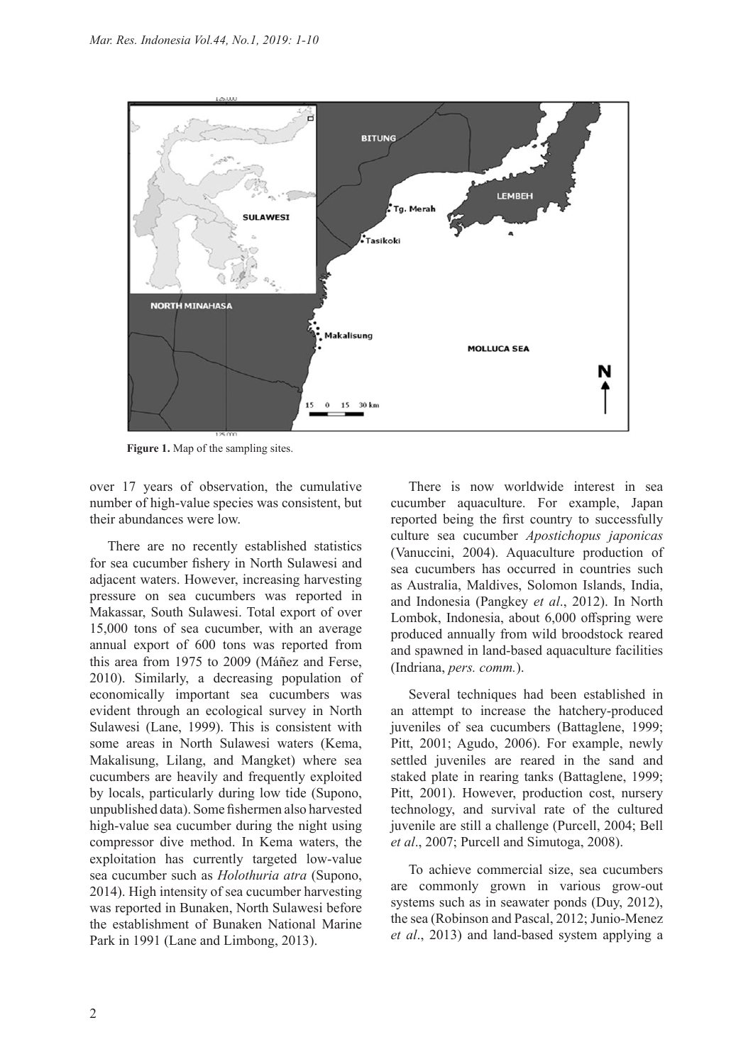Figure 1. Map of the sampling sites.

over 17 years of observation, the cumulative number of high-value species was consistent, but their abundances were low.

There are no recently established statistics for sea cucumber fishery in North Sulawesi and adjacent waters. However, increasing harvesting pressure on sea cucumbers was reported in Makassar, South Sulawesi. Total export of over 15,000 tons of sea cucumber, with an average annual export of 600 tons was reported from this area from 1975 to 2009 (Máñez and Ferse, 2010). Similarly, a decreasing population of economically important sea cucumbers was evident through an ecological survey in North Sulawesi (Lane, 1999). This is consistent with some areas in North Sulawesi waters (Kema, Makalisung, Lilang, and Mangket) where sea cucumbers are heavily and frequently exploited by locals, particularly during low tide (Supono, unpublished data). Some fishermen also harvested high-value sea cucumber during the night using compressor dive method. In Kema waters, the exploitation has currently targeted low-value sea cucumber such as *Holothuria atra* (Supono, 2014). High intensity of sea cucumber harvesting was reported in Bunaken, North Sulawesi before the establishment of Bunaken National Marine Park in 1991 (Lane and Limbong, 2013).

There is now worldwide interest in sea cucumber aquaculture. For example, Japan reported being the first country to successfully culture sea cucumber *Apostichopus japonicas* (Vanuccini, 2004). Aquaculture production of sea cucumbers has occurred in countries such as Australia, Maldives, Solomon Islands, India, and Indonesia (Pangkey *et al*., 2012). In North Lombok, Indonesia, about 6,000 offspring were produced annually from wild broodstock reared and spawned in land-based aquaculture facilities (Indriana, *pers. comm.*).

Several techniques had been established in an attempt to increase the hatchery-produced juveniles of sea cucumbers (Battaglene, 1999; Pitt, 2001; Agudo, 2006). For example, newly settled juveniles are reared in the sand and staked plate in rearing tanks (Battaglene, 1999; Pitt, 2001). However, production cost, nursery technology, and survival rate of the cultured juvenile are still a challenge (Purcell, 2004; Bell *et al*., 2007; Purcell and Simutoga, 2008).

To achieve commercial size, sea cucumbers are commonly grown in various grow-out systems such as in seawater ponds (Duy, 2012), the sea (Robinson and Pascal, 2012; Junio-Menez *et al*., 2013) and land-based system applying a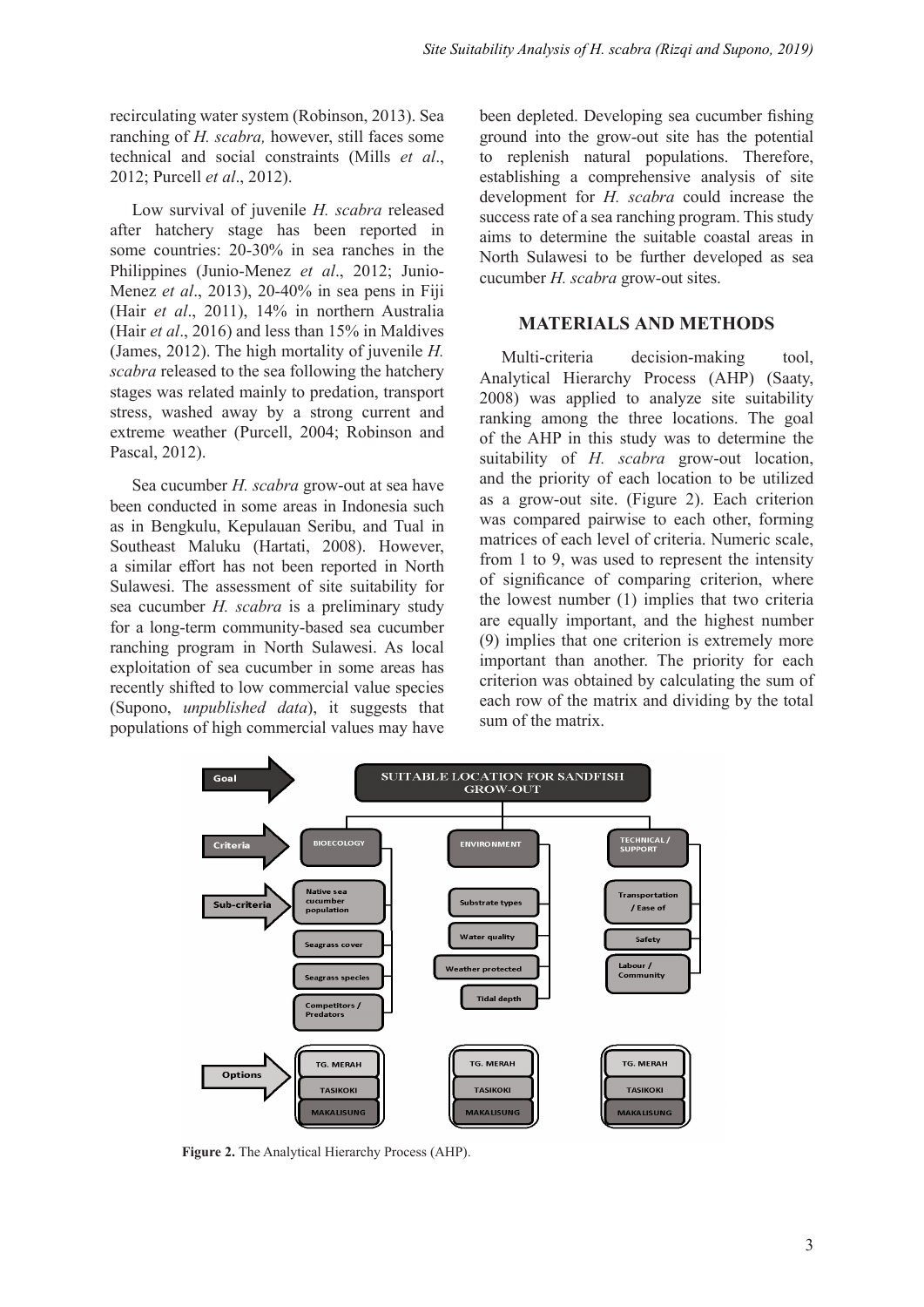recirculating water system (Robinson, 2013). Sea ranching of *H. scabra,* however, still faces some technical and social constraints (Mills *et al*., 2012; Purcell *et al*., 2012).

Low survival of juvenile *H. scabra* released after hatchery stage has been reported in some countries: 20-30% in sea ranches in the Philippines (Junio-Menez *et al*., 2012; Junio-Menez *et al*., 2013), 20-40% in sea pens in Fiji (Hair *et al*., 2011), 14% in northern Australia (Hair *et al*., 2016) and less than 15% in Maldives (James, 2012). The high mortality of juvenile *H. scabra* released to the sea following the hatchery stages was related mainly to predation, transport stress, washed away by a strong current and extreme weather (Purcell, 2004; Robinson and Pascal, 2012).

Sea cucumber *H. scabra* grow-out at sea have been conducted in some areas in Indonesia such as in Bengkulu, Kepulauan Seribu, and Tual in Southeast Maluku (Hartati, 2008). However, a similar effort has not been reported in North Sulawesi. The assessment of site suitability for sea cucumber *H. scabra* is a preliminary study for a long-term community-based sea cucumber ranching program in North Sulawesi. As local exploitation of sea cucumber in some areas has recently shifted to low commercial value species (Supono, *unpublished data*), it suggests that populations of high commercial values may have been depleted. Developing sea cucumber fishing ground into the grow-out site has the potential to replenish natural populations. Therefore, establishing a comprehensive analysis of site development for *H. scabra* could increase the success rate of a sea ranching program. This study aims to determine the suitable coastal areas in North Sulawesi to be further developed as sea cucumber *H. scabra* grow-out sites.

## MATERIALS AND METHODS

Multi-criteria decision-making tool, Analytical Hierarchy Process (AHP) (Saaty, 2008) was applied to analyze site suitability ranking among the three locations. The goal of the AHP in this study was to determine the suitability of *H. scabra* grow-out location, and the priority of each location to be utilized as a grow-out site. (Figure 2). Each criterion was compared pairwise to each other, forming matrices of each level of criteria. Numeric scale, from 1 to 9, was used to represent the intensity of significance of comparing criterion, where the lowest number (1) implies that two criteria are equally important, and the highest number (9) implies that one criterion is extremely more important than another. The priority for each criterion was obtained by calculating the sum of each row of the matrix and dividing by the total sum of the matrix.

Goal: SUITABLE LOCATION FOR SANDFISH GROW-OUT

Criteria: BIOECOLOGY | ENVIRONMENT | TECHNICAL / SUPPORT

Sub-criteria:
- BIOECOLOGY: Native sea cucumber population; Seagrass cover; Seagrass species; Competitors / Predators
- ENVIRONMENT: Substrate types; Water quality; Weather protected; Tidal depth
- TECHNICAL / SUPPORT: Transportation / Ease of; Safety; Labour / Community

Options: TG. MERAH; TASIKOKI; MAKALISUNG

**Figure 2.** The Analytical Hierarchy Process (AHP).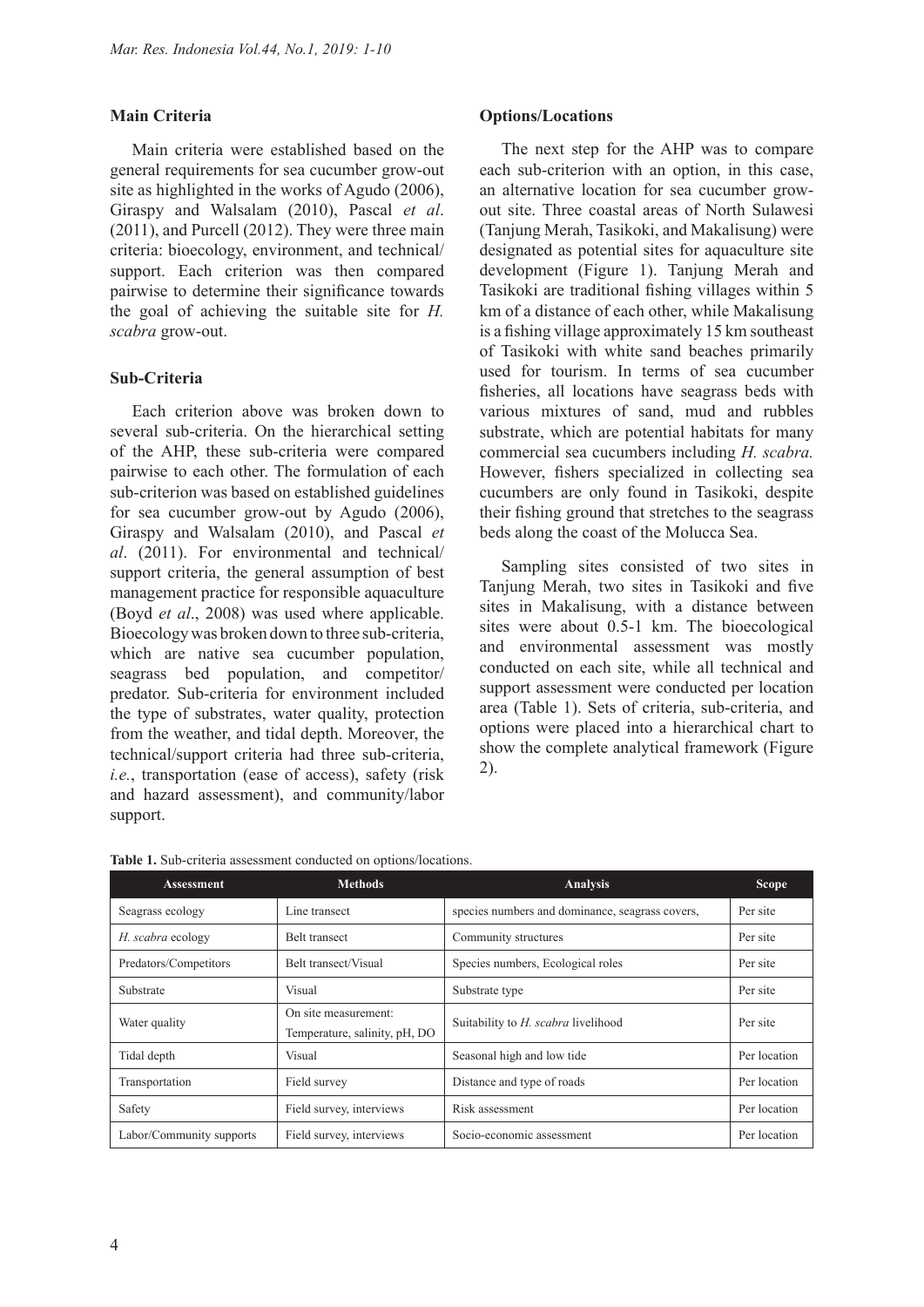## Main Criteria

Main criteria were established based on the general requirements for sea cucumber grow-out site as highlighted in the works of Agudo (2006), Giraspy and Walsalam (2010), Pascal *et al*. (2011), and Purcell (2012). They were three main criteria: bioecology, environment, and technical/support. Each criterion was then compared pairwise to determine their significance towards the goal of achieving the suitable site for *H. scabra* grow-out.

## Sub-Criteria

Each criterion above was broken down to several sub-criteria. On the hierarchical setting of the AHP, these sub-criteria were compared pairwise to each other. The formulation of each sub-criterion was based on established guidelines for sea cucumber grow-out by Agudo (2006), Giraspy and Walsalam (2010), and Pascal *et al*. (2011). For environmental and technical/support criteria, the general assumption of best management practice for responsible aquaculture (Boyd *et al*., 2008) was used where applicable. Bioecology was broken down to three sub-criteria, which are native sea cucumber population, seagrass bed population, and competitor/predator. Sub-criteria for environment included the type of substrates, water quality, protection from the weather, and tidal depth. Moreover, the technical/support criteria had three sub-criteria, *i.e.*, transportation (ease of access), safety (risk and hazard assessment), and community/labor support.

## Options/Locations

The next step for the AHP was to compare each sub-criterion with an option, in this case, an alternative location for sea cucumber grow-out site. Three coastal areas of North Sulawesi (Tanjung Merah, Tasikoki, and Makalisung) were designated as potential sites for aquaculture site development (Figure 1). Tanjung Merah and Tasikoki are traditional fishing villages within 5 km of a distance of each other, while Makalisung is a fishing village approximately 15 km southeast of Tasikoki with white sand beaches primarily used for tourism. In terms of sea cucumber fisheries, all locations have seagrass beds with various mixtures of sand, mud and rubbles substrate, which are potential habitats for many commercial sea cucumbers including *H. scabra.* However, fishers specialized in collecting sea cucumbers are only found in Tasikoki, despite their fishing ground that stretches to the seagrass beds along the coast of the Molucca Sea.

Sampling sites consisted of two sites in Tanjung Merah, two sites in Tasikoki and five sites in Makalisung, with a distance between sites were about 0.5-1 km. The bioecological and environmental assessment was mostly conducted on each site, while all technical and support assessment were conducted per location area (Table 1). Sets of criteria, sub-criteria, and options were placed into a hierarchical chart to show the complete analytical framework (Figure 2).

**Table 1.** Sub-criteria assessment conducted on options/locations.

| Assessment | Methods | Analysis | Scope |
|---|---|---|---|
| Seagrass ecology | Line transect | species numbers and dominance, seagrass covers, | Per site |
| *H. scabra* ecology | Belt transect | Community structures | Per site |
| Predators/Competitors | Belt transect/Visual | Species numbers, Ecological roles | Per site |
| Substrate | Visual | Substrate type | Per site |
| Water quality | On site measurement: Temperature, salinity, pH, DO | Suitability to *H. scabra* livelihood | Per site |
| Tidal depth | Visual | Seasonal high and low tide | Per location |
| Transportation | Field survey | Distance and type of roads | Per location |
| Safety | Field survey, interviews | Risk assessment | Per location |
| Labor/Community supports | Field survey, interviews | Socio-economic assessment | Per location |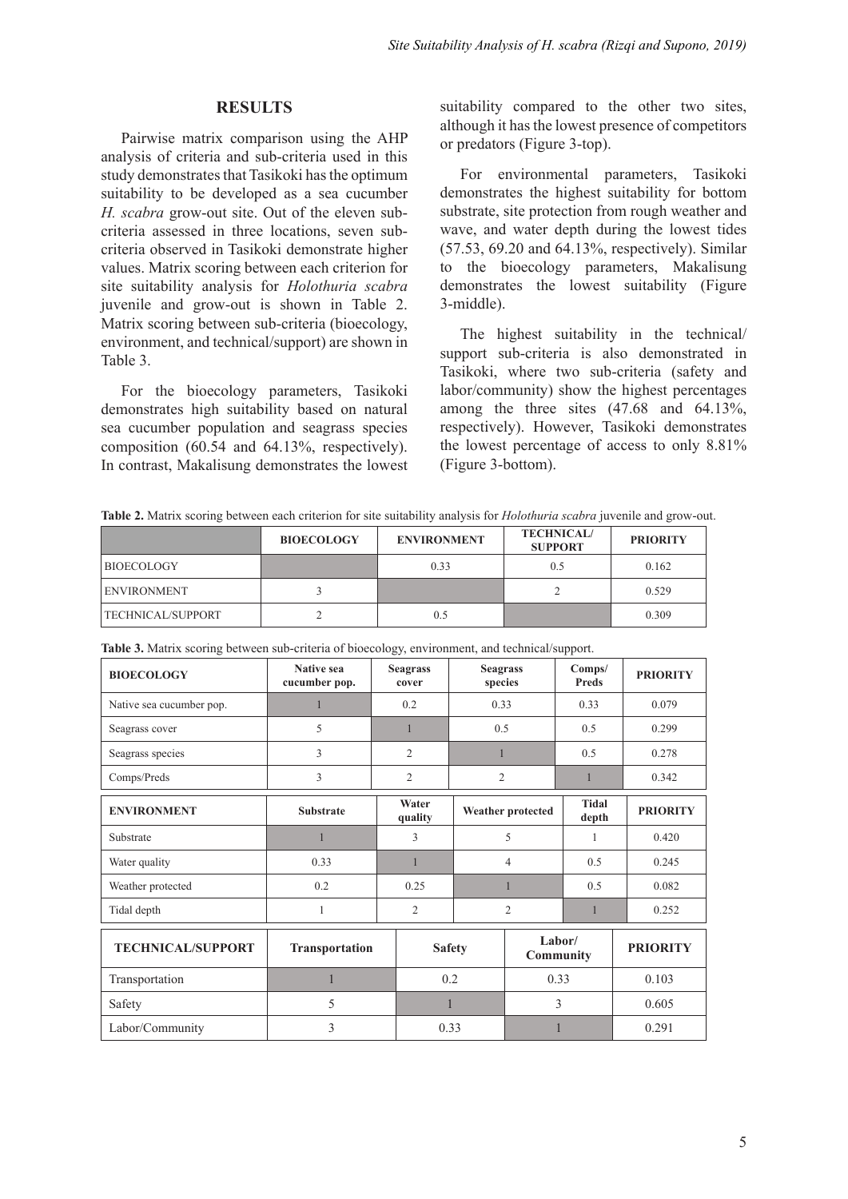## RESULTS

Pairwise matrix comparison using the AHP analysis of criteria and sub-criteria used in this study demonstrates that Tasikoki has the optimum suitability to be developed as a sea cucumber *H. scabra* grow-out site. Out of the eleven sub-criteria assessed in three locations, seven sub-criteria observed in Tasikoki demonstrate higher values. Matrix scoring between each criterion for site suitability analysis for *Holothuria scabra* juvenile and grow-out is shown in Table 2. Matrix scoring between sub-criteria (bioecology, environment, and technical/support) are shown in Table 3.

For the bioecology parameters, Tasikoki demonstrates high suitability based on natural sea cucumber population and seagrass species composition (60.54 and 64.13%, respectively). In contrast, Makalisung demonstrates the lowest suitability compared to the other two sites, although it has the lowest presence of competitors or predators (Figure 3-top).

For environmental parameters, Tasikoki demonstrates the highest suitability for bottom substrate, site protection from rough weather and wave, and water depth during the lowest tides (57.53, 69.20 and 64.13%, respectively). Similar to the bioecology parameters, Makalisung demonstrates the lowest suitability (Figure 3-middle).

The highest suitability in the technical/support sub-criteria is also demonstrated in Tasikoki, where two sub-criteria (safety and labor/community) show the highest percentages among the three sites (47.68 and 64.13%, respectively). However, Tasikoki demonstrates the lowest percentage of access to only 8.81% (Figure 3-bottom).

**Table 2.** Matrix scoring between each criterion for site suitability analysis for *Holothuria scabra* juvenile and grow-out.

| | BIOECOLOGY | ENVIRONMENT | TECHNICAL/ SUPPORT | PRIORITY |
|---|---|---|---|---|
| BIOECOLOGY | | 0.33 | 0.5 | 0.162 |
| ENVIRONMENT | 3 | | 2 | 0.529 |
| TECHNICAL/SUPPORT | 2 | 0.5 | | 0.309 |

**Table 3.** Matrix scoring between sub-criteria of bioecology, environment, and technical/support.

| BIOECOLOGY | Native sea cucumber pop. | Seagrass cover | Seagrass species | Comps/ Preds | PRIORITY |
|---|---|---|---|---|---|
| Native sea cucumber pop. | 1 | 0.2 | 0.33 | 0.33 | 0.079 |
| Seagrass cover | 5 | 1 | 0.5 | 0.5 | 0.299 |
| Seagrass species | 3 | 2 | 1 | 0.5 | 0.278 |
| Comps/Preds | 3 | 2 | 2 | 1 | 0.342 |

| ENVIRONMENT | Substrate | Water quality | Weather protected | Tidal depth | PRIORITY |
|---|---|---|---|---|---|
| Substrate | 1 | 3 | 5 | 1 | 0.420 |
| Water quality | 0.33 | 1 | 4 | 0.5 | 0.245 |
| Weather protected | 0.2 | 0.25 | 1 | 0.5 | 0.082 |
| Tidal depth | 1 | 2 | 2 | 1 | 0.252 |

| TECHNICAL/SUPPORT | Transportation | Safety | Labor/ Community | PRIORITY |
|---|---|---|---|---|
| Transportation | 1 | 0.2 | 0.33 | 0.103 |
| Safety | 5 | 1 | 3 | 0.605 |
| Labor/Community | 3 | 0.33 | 1 | 0.291 |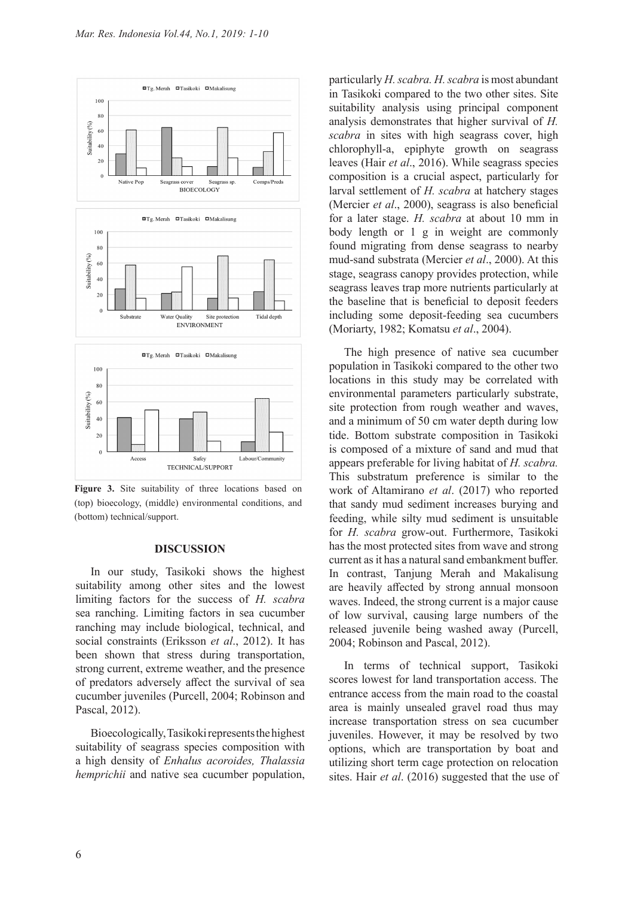**Figure 3.** Site suitability of three locations based on (top) bioecology, (middle) environmental conditions, and (bottom) technical/support.

## DISCUSSION

In our study, Tasikoki shows the highest suitability among other sites and the lowest limiting factors for the success of *H. scabra* sea ranching. Limiting factors in sea cucumber ranching may include biological, technical, and social constraints (Eriksson *et al*., 2012). It has been shown that stress during transportation, strong current, extreme weather, and the presence of predators adversely affect the survival of sea cucumber juveniles (Purcell, 2004; Robinson and Pascal, 2012).

Bioecologically, Tasikoki represents the highest suitability of seagrass species composition with a high density of *Enhalus acoroides, Thalassia hemprichii* and native sea cucumber population, particularly *H. scabra. H. scabra* is most abundant in Tasikoki compared to the two other sites. Site suitability analysis using principal component analysis demonstrates that higher survival of *H. scabra* in sites with high seagrass cover, high chlorophyll-a, epiphyte growth on seagrass leaves (Hair *et al*., 2016). While seagrass species composition is a crucial aspect, particularly for larval settlement of *H. scabra* at hatchery stages (Mercier *et al*., 2000), seagrass is also beneficial for a later stage. *H. scabra* at about 10 mm in body length or 1 g in weight are commonly found migrating from dense seagrass to nearby mud-sand substrata (Mercier *et al*., 2000). At this stage, seagrass canopy provides protection, while seagrass leaves trap more nutrients particularly at the baseline that is beneficial to deposit feeders including some deposit-feeding sea cucumbers (Moriarty, 1982; Komatsu *et al*., 2004).

The high presence of native sea cucumber population in Tasikoki compared to the other two locations in this study may be correlated with environmental parameters particularly substrate, site protection from rough weather and waves, and a minimum of 50 cm water depth during low tide. Bottom substrate composition in Tasikoki is composed of a mixture of sand and mud that appears preferable for living habitat of *H. scabra.* This substratum preference is similar to the work of Altamirano *et al*. (2017) who reported that sandy mud sediment increases burying and feeding, while silty mud sediment is unsuitable for *H. scabra* grow-out. Furthermore, Tasikoki has the most protected sites from wave and strong current as it has a natural sand embankment buffer. In contrast, Tanjung Merah and Makalisung are heavily affected by strong annual monsoon waves. Indeed, the strong current is a major cause of low survival, causing large numbers of the released juvenile being washed away (Purcell, 2004; Robinson and Pascal, 2012).

In terms of technical support, Tasikoki scores lowest for land transportation access. The entrance access from the main road to the coastal area is mainly unsealed gravel road thus may increase transportation stress on sea cucumber juveniles. However, it may be resolved by two options, which are transportation by boat and utilizing short term cage protection on relocation sites. Hair *et al*. (2016) suggested that the use of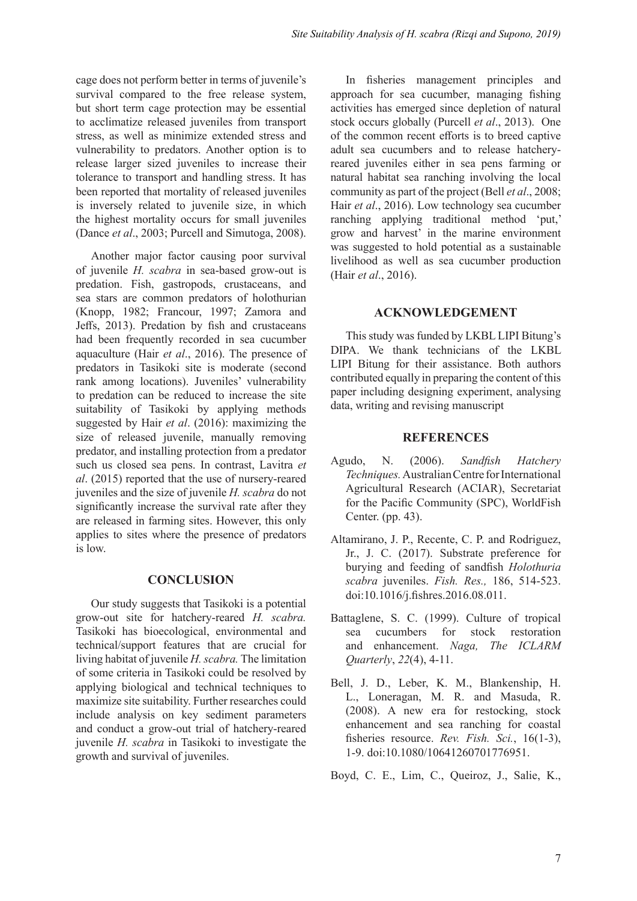cage does not perform better in terms of juvenile's survival compared to the free release system, but short term cage protection may be essential to acclimatize released juveniles from transport stress, as well as minimize extended stress and vulnerability to predators. Another option is to release larger sized juveniles to increase their tolerance to transport and handling stress. It has been reported that mortality of released juveniles is inversely related to juvenile size, in which the highest mortality occurs for small juveniles (Dance *et al*., 2003; Purcell and Simutoga, 2008).

Another major factor causing poor survival of juvenile *H. scabra* in sea-based grow-out is predation. Fish, gastropods, crustaceans, and sea stars are common predators of holothurian (Knopp, 1982; Francour, 1997; Zamora and Jeffs, 2013). Predation by fish and crustaceans had been frequently recorded in sea cucumber aquaculture (Hair *et al*., 2016). The presence of predators in Tasikoki site is moderate (second rank among locations). Juveniles' vulnerability to predation can be reduced to increase the site suitability of Tasikoki by applying methods suggested by Hair *et al*. (2016): maximizing the size of released juvenile, manually removing predator, and installing protection from a predator such us closed sea pens. In contrast, Lavitra *et al*. (2015) reported that the use of nursery-reared juveniles and the size of juvenile *H. scabra* do not significantly increase the survival rate after they are released in farming sites. However, this only applies to sites where the presence of predators is low.

## CONCLUSION

Our study suggests that Tasikoki is a potential grow-out site for hatchery-reared *H. scabra.* Tasikoki has bioecological, environmental and technical/support features that are crucial for living habitat of juvenile *H. scabra.* The limitation of some criteria in Tasikoki could be resolved by applying biological and technical techniques to maximize site suitability. Further researches could include analysis on key sediment parameters and conduct a grow-out trial of hatchery-reared juvenile *H. scabra* in Tasikoki to investigate the growth and survival of juveniles.

In fisheries management principles and approach for sea cucumber, managing fishing activities has emerged since depletion of natural stock occurs globally (Purcell *et al*., 2013). One of the common recent efforts is to breed captive adult sea cucumbers and to release hatchery-reared juveniles either in sea pens farming or natural habitat sea ranching involving the local community as part of the project (Bell *et al*., 2008; Hair *et al*., 2016). Low technology sea cucumber ranching applying traditional method 'put,' grow and harvest' in the marine environment was suggested to hold potential as a sustainable livelihood as well as sea cucumber production (Hair *et al*., 2016).

## ACKNOWLEDGEMENT

This study was funded by LKBL LIPI Bitung's DIPA. We thank technicians of the LKBL LIPI Bitung for their assistance. Both authors contributed equally in preparing the content of this paper including designing experiment, analysing data, writing and revising manuscript

## REFERENCES

Agudo, N. (2006). *Sandfish Hatchery Techniques.* Australian Centre for International Agricultural Research (ACIAR), Secretariat for the Pacific Community (SPC), WorldFish Center. (pp. 43).

Altamirano, J. P., Recente, C. P. and Rodriguez, Jr., J. C. (2017). Substrate preference for burying and feeding of sandfish *Holothuria scabra* juveniles. *Fish. Res.,* 186, 514-523. doi:10.1016/j.fishres.2016.08.011.

Battaglene, S. C. (1999). Culture of tropical sea cucumbers for stock restoration and enhancement. *Naga, The ICLARM Quarterly*, *22*(4), 4-11.

Bell, J. D., Leber, K. M., Blankenship, H. L., Loneragan, M. R. and Masuda, R. (2008). A new era for restocking, stock enhancement and sea ranching for coastal fisheries resource. *Rev. Fish. Sci.*, 16(1-3), 1-9. doi:10.1080/10641260701776951.

Boyd, C. E., Lim, C., Queiroz, J., Salie, K.,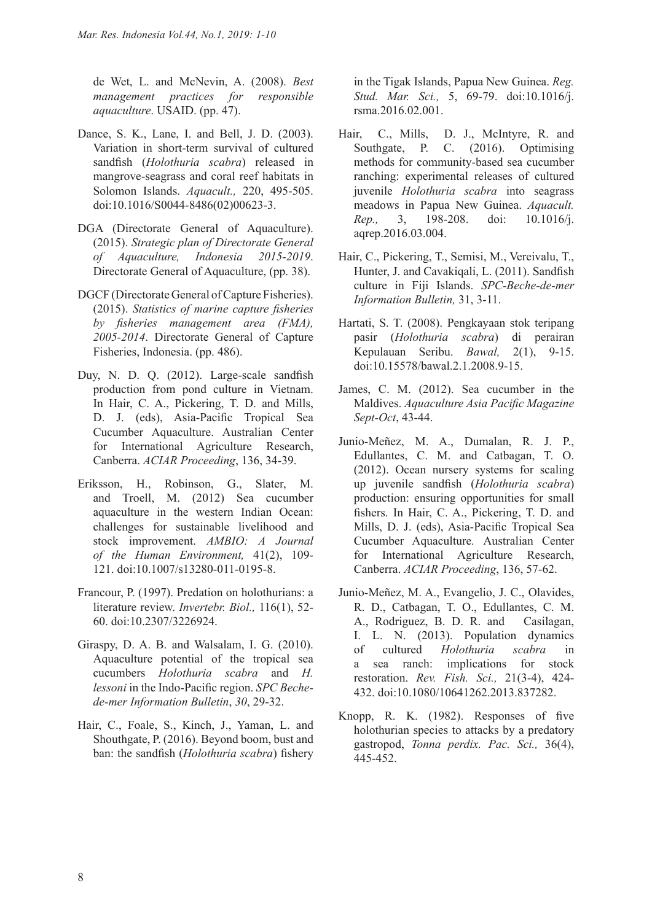de Wet, L. and McNevin, A. (2008). *Best management practices for responsible aquaculture*. USAID. (pp. 47).

Dance, S. K., Lane, I. and Bell, J. D. (2003). Variation in short-term survival of cultured sandfish (*Holothuria scabra*) released in mangrove-seagrass and coral reef habitats in Solomon Islands. *Aquacult.,* 220, 495-505. doi:10.1016/S0044-8486(02)00623-3.

DGA (Directorate General of Aquaculture). (2015). *Strategic plan of Directorate General of Aquaculture, Indonesia 2015-2019*. Directorate General of Aquaculture, (pp. 38).

DGCF (Directorate General of Capture Fisheries). (2015). *Statistics of marine capture fisheries by fisheries management area (FMA), 2005-2014*. Directorate General of Capture Fisheries, Indonesia. (pp. 486).

Duy, N. D. Q. (2012). Large-scale sandfish production from pond culture in Vietnam. In Hair, C. A., Pickering, T. D. and Mills, D. J. (eds), Asia-Pacific Tropical Sea Cucumber Aquaculture. Australian Center for International Agriculture Research, Canberra. *ACIAR Proceeding*, 136, 34-39.

Eriksson, H., Robinson, G., Slater, M. and Troell, M. (2012) Sea cucumber aquaculture in the western Indian Ocean: challenges for sustainable livelihood and stock improvement. *AMBIO: A Journal of the Human Environment,* 41(2), 109-121. doi:10.1007/s13280-011-0195-8.

Francour, P. (1997). Predation on holothurians: a literature review. *Invertebr. Biol.,* 116(1), 52-60. doi:10.2307/3226924.

Giraspy, D. A. B. and Walsalam, I. G. (2010). Aquaculture potential of the tropical sea cucumbers *Holothuria scabra* and *H. lessoni* in the Indo-Pacific region. *SPC Beche-de-mer Information Bulletin*, *30*, 29-32.

Hair, C., Foale, S., Kinch, J., Yaman, L. and Shouthgate, P. (2016). Beyond boom, bust and ban: the sandfish (*Holothuria scabra*) fishery in the Tigak Islands, Papua New Guinea. *Reg. Stud. Mar. Sci.,* 5, 69-79. doi:10.1016/j.rsma.2016.02.001.

Hair, C., Mills, D. J., McIntyre, R. and Southgate, P. C. (2016). Optimising methods for community-based sea cucumber ranching: experimental releases of cultured juvenile *Holothuria scabra* into seagrass meadows in Papua New Guinea. *Aquacult. Rep.,* 3, 198-208. doi: 10.1016/j.aqrep.2016.03.004.

Hair, C., Pickering, T., Semisi, M., Vereivalu, T., Hunter, J. and Cavakiqali, L. (2011). Sandfish culture in Fiji Islands. *SPC-Beche-de-mer Information Bulletin,* 31, 3-11.

Hartati, S. T. (2008). Pengkayaan stok teripang pasir (*Holothuria scabra*) di perairan Kepulauan Seribu. *Bawal,* 2(1), 9-15. doi:10.15578/bawal.2.1.2008.9-15.

James, C. M. (2012). Sea cucumber in the Maldives. *Aquaculture Asia Pacific Magazine Sept-Oct*, 43-44.

Junio-Meñez, M. A., Dumalan, R. J. P., Edullantes, C. M. and Catbagan, T. O. (2012). Ocean nursery systems for scaling up juvenile sandfish (*Holothuria scabra*) production: ensuring opportunities for small fishers. In Hair, C. A., Pickering, T. D. and Mills, D. J. (eds), Asia-Pacific Tropical Sea Cucumber Aquaculture*.* Australian Center for International Agriculture Research, Canberra. *ACIAR Proceeding*, 136, 57-62.

Junio-Meñez, M. A., Evangelio, J. C., Olavides, R. D., Catbagan, T. O., Edullantes, C. M. A., Rodriguez, B. D. R. and Casilagan, I. L. N. (2013). Population dynamics of cultured *Holothuria scabra* in a sea ranch: implications for stock restoration. *Rev. Fish. Sci.,* 21(3-4), 424-432. doi:10.1080/10641262.2013.837282.

Knopp, R. K. (1982). Responses of five holothurian species to attacks by a predatory gastropod, *Tonna perdix. Pac. Sci.,* 36(4), 445-452.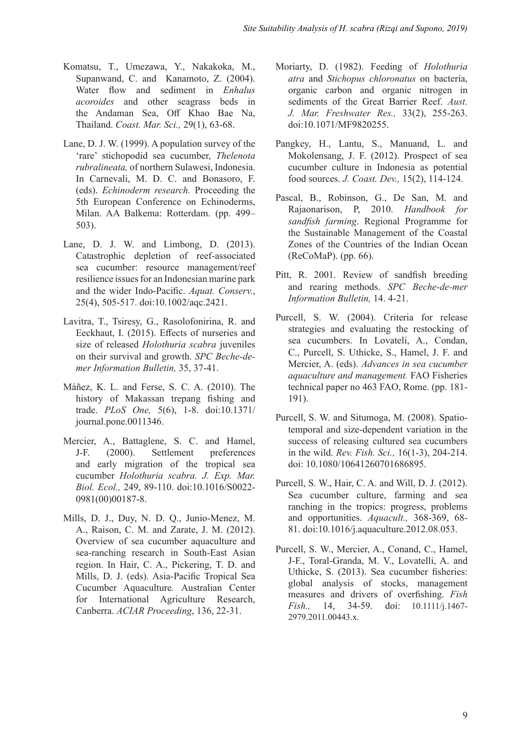Komatsu, T., Umezawa, Y., Nakakoka, M., Supanwand, C. and Kanamoto, Z. (2004). Water flow and sediment in *Enhalus acoroides* and other seagrass beds in the Andaman Sea, Off Khao Bae Na, Thailand. *Coast. Mar. Sci.,* 29(1), 63-68.

Lane, D. J. W. (1999). A population survey of the 'rare' stichopodid sea cucumber, *Thelenota rubralineata,* of northern Sulawesi, Indonesia. In Carnevali, M. D. C. and Bonasoro, F. (eds). *Echinoderm research.* Proceeding the 5th European Conference on Echinoderms, Milan. AA Balkema: Rotterdam. (pp. 499–503).

Lane, D. J. W. and Limbong, D. (2013). Catastrophic depletion of reef-associated sea cucumber: resource management/reef resilience issues for an Indonesian marine park and the wider Indo-Pacific. *Aquat. Conserv.*, 25(4), 505-517. doi:10.1002/aqc.2421.

Lavitra, T., Tsiresy, G., Rasolofonirina, R. and Eeckhaut, I. (2015). Effects of nurseries and size of released *Holothuria scabra* juveniles on their survival and growth. *SPC Beche-de-mer Information Bulletin,* 35, 37-41.

Máñez, K. L. and Ferse, S. C. A. (2010). The history of Makassan trepang fishing and trade. *PLoS One,* 5(6), 1-8. doi:10.1371/journal.pone.0011346.

Mercier, A., Battaglene, S. C. and Hamel, J-F. (2000). Settlement preferences and early migration of the tropical sea cucumber *Holothuria scabra. J. Exp. Mar. Biol. Ecol.,* 249, 89-110. doi:10.1016/S0022-0981(00)00187-8.

Mills, D. J., Duy, N. D. Q., Junio-Menez, M. A., Raison, C. M. and Zarate, J. M. (2012). Overview of sea cucumber aquaculture and sea-ranching research in South-East Asian region. In Hair, C. A., Pickering, T. D. and Mills, D. J. (eds). Asia-Pacific Tropical Sea Cucumber Aquaculture*.* Australian Center for International Agriculture Research, Canberra. *ACIAR Proceeding*, 136, 22-31.

Moriarty, D. (1982). Feeding of *Holothuria atra* and *Stichopus chloronatus* on bacteria, organic carbon and organic nitrogen in sediments of the Great Barrier Reef. *Aust. J. Mar. Freshwater Res.,* 33(2), 255-263. doi:10.1071/MF9820255.

Pangkey, H., Lantu, S., Manuand, L. and Mokolensang, J. F. (2012). Prospect of sea cucumber culture in Indonesia as potential food sources. *J. Coast. Dev.,* 15(2), 114-124.

Pascal, B., Robinson, G., De San, M. and Rajaonarison, P, 2010. *Handbook for sandfish farming*. Regional Programme for the Sustainable Management of the Coastal Zones of the Countries of the Indian Ocean (ReCoMaP). (pp. 66).

Pitt, R. 2001. Review of sandfish breeding and rearing methods. *SPC Beche-de-mer Information Bulletin,* 14. 4-21.

Purcell, S. W. (2004). Criteria for release strategies and evaluating the restocking of sea cucumbers. In Lovateli, A., Condan, C., Purcell, S. Uthicke, S., Hamel, J. F. and Mercier, A. (eds). *Advances in sea cucumber aquaculture and management.* FAO Fisheries technical paper no 463 FAO, Rome. (pp. 181-191).

Purcell, S. W. and Situmoga, M. (2008). Spatio-temporal and size-dependent variation in the success of releasing cultured sea cucumbers in the wild. *Rev. Fish. Sci.,* 16(1-3), 204-214. doi: 10.1080/10641260701686895.

Purcell, S. W., Hair, C. A. and Will, D. J. (2012). Sea cucumber culture, farming and sea ranching in the tropics: progress, problems and opportunities. *Aquacult.,* 368-369, 68-81. doi:10.1016/j.aquaculture.2012.08.053.

Purcell, S. W., Mercier, A., Conand, C., Hamel, J-F., Toral-Granda, M. V., Lovatelli, A. and Uthicke, S. (2013). Sea cucumber fisheries: global analysis of stocks, management measures and drivers of overfishing. *Fish Fish.,* 14, 34-59. doi: 10.1111/j.1467-2979.2011.00443.x.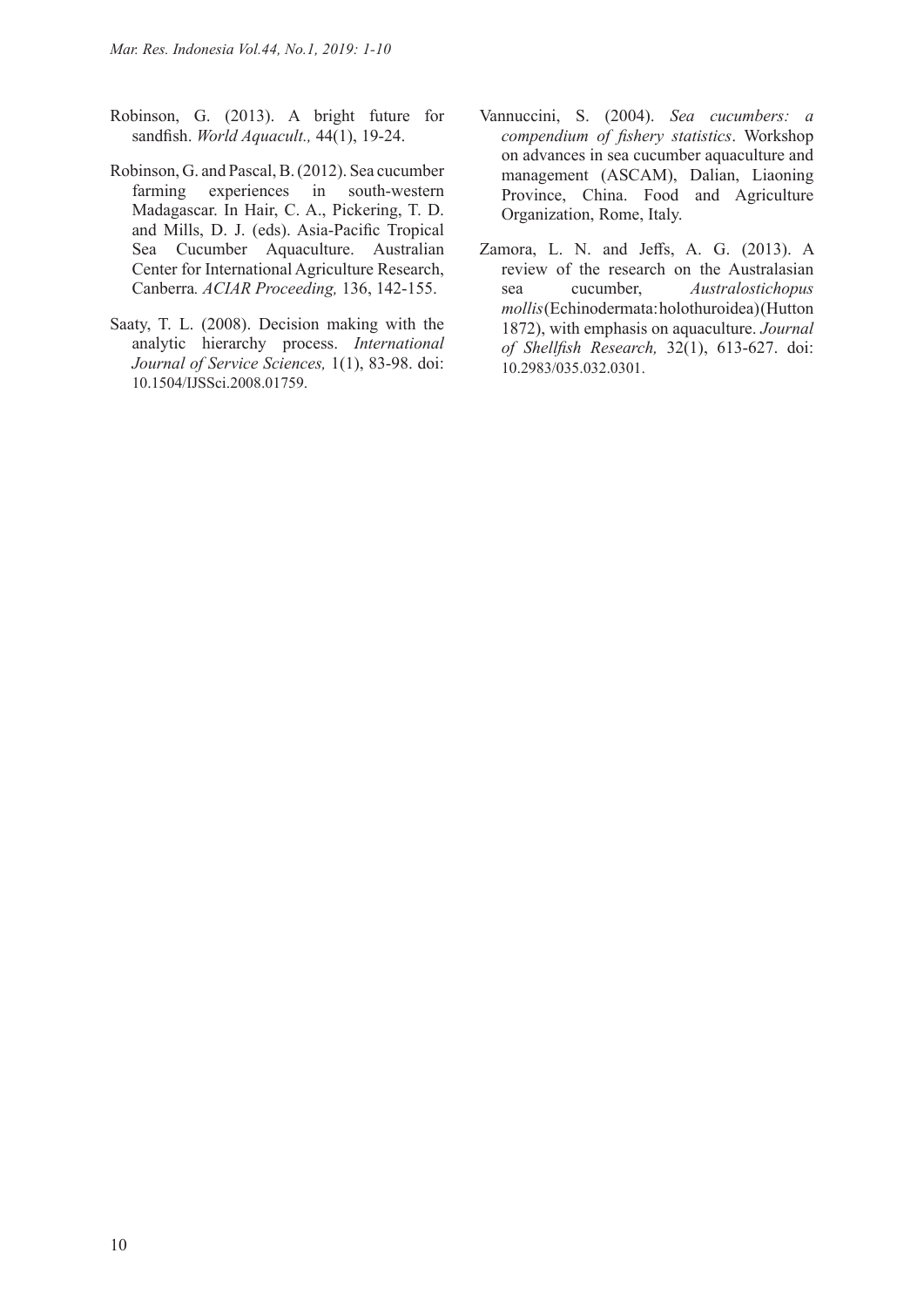Robinson, G. (2013). A bright future for sandfish. *World Aquacult.,* 44(1), 19-24.

Robinson, G. and Pascal, B. (2012). Sea cucumber farming experiences in south-western Madagascar. In Hair, C. A., Pickering, T. D. and Mills, D. J. (eds). Asia-Pacific Tropical Sea Cucumber Aquaculture. Australian Center for International Agriculture Research, Canberra. *ACIAR Proceeding,* 136, 142-155.

Saaty, T. L. (2008). Decision making with the analytic hierarchy process. *International Journal of Service Sciences,* 1(1), 83-98. doi: 10.1504/IJSSci.2008.01759.

Vannuccini, S. (2004). *Sea cucumbers: a compendium of fishery statistics*. Workshop on advances in sea cucumber aquaculture and management (ASCAM), Dalian, Liaoning Province, China. Food and Agriculture Organization, Rome, Italy.

Zamora, L. N. and Jeffs, A. G. (2013). A review of the research on the Australasian sea cucumber, *Australostichopus mollis* (Echinodermata: holothuroidea) (Hutton 1872), with emphasis on aquaculture. *Journal of Shellfish Research,* 32(1), 613-627. doi: 10.2983/035.032.0301.